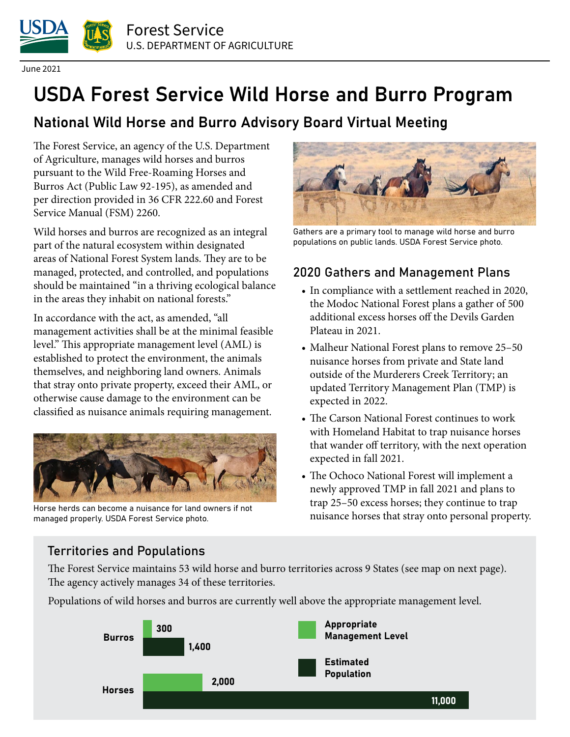June 2021

# USDA Forest Service Wild Horse and Burro Program

## National Wild Horse and Burro Advisory Board Virtual Meeting

The Forest Service, an agency of the U.S. Department of Agriculture, manages wild horses and burros pursuant to the Wild Free-Roaming Horses and Burros Act (Public Law 92-195), as amended and per direction provided in 36 CFR 222.60 and Forest Service Manual (FSM) 2260.

Wild horses and burros are recognized as an integral part of the natural ecosystem within designated areas of National Forest System lands. They are to be managed, protected, and controlled, and populations should be maintained "in a thriving ecological balance in the areas they inhabit on national forests."

In accordance with the act, as amended, "all management activities shall be at the minimal feasible level." This appropriate management level (AML) is established to protect the environment, the animals themselves, and neighboring land owners. Animals that stray onto private property, exceed their AML, or otherwise cause damage to the environment can be classified as nuisance animals requiring management.

Horse herds can become a nuisance for land owners if not managed properly. USDA Forest Service photo.

Gathers are a primary tool to manage wild horse and burro populations on public lands. USDA Forest Service photo.

### 2020 Gathers and Management Plans

- In compliance with a settlement reached in 2020, the Modoc National Forest plans a gather of 500 additional excess horses off the Devils Garden Plateau in 2021.
- Malheur National Forest plans to remove 25–50 nuisance horses from private and State land outside of the Murderers Creek Territory; an updated Territory Management Plan (TMP) is expected in 2022.
- The Carson National Forest continues to work with Homeland Habitat to trap nuisance horses that wander off territory, with the next operation expected in fall 2021.
- The Ochoco National Forest will implement a newly approved TMP in fall 2021 and plans to trap 25–50 excess horses; they continue to trap nuisance horses that stray onto personal property.

### Territories and Populations

The Forest Service maintains 53 wild horse and burro territories across 9 States (see map on next page). The agency actively manages 34 of these territories.

Populations of wild horses and burros are currently well above the appropriate management level.

| | Appropriate Management Level | Estimated Population |
|---|---|---|
| Burros | 300 | 1,400 |
| Horses | 2,000 | 11,000 |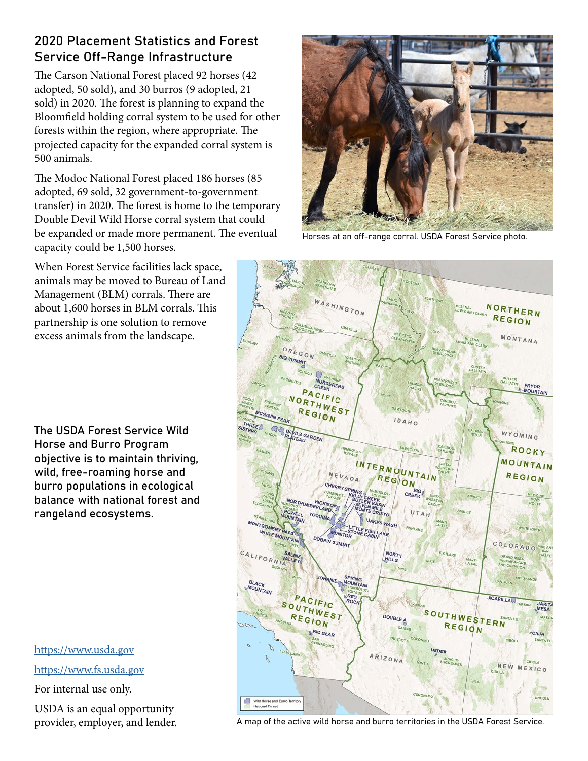## 2020 Placement Statistics and Forest Service Off-Range Infrastructure

The Carson National Forest placed 92 horses (42 adopted, 50 sold), and 30 burros (9 adopted, 21 sold) in 2020. The forest is planning to expand the Bloomfield holding corral system to be used for other forests within the region, where appropriate. The projected capacity for the expanded corral system is 500 animals.

The Modoc National Forest placed 186 horses (85 adopted, 69 sold, 32 government-to-government transfer) in 2020. The forest is home to the temporary Double Devil Wild Horse corral system that could be expanded or made more permanent. The eventual capacity could be 1,500 horses.

When Forest Service facilities lack space, animals may be moved to Bureau of Land Management (BLM) corrals. There are about 1,600 horses in BLM corrals. This partnership is one solution to remove excess animals from the landscape.

Horses at an off-range corral. USDA Forest Service photo.

**The USDA Forest Service Wild Horse and Burro Program objective is to maintain thriving, wild, free-roaming horse and burro populations in ecological balance with national forest and rangeland ecosystems.**

A map of the active wild horse and burro territories in the USDA Forest Service.

https://www.usda.gov

https://www.fs.usda.gov

For internal use only.

USDA is an equal opportunity provider, employer, and lender.